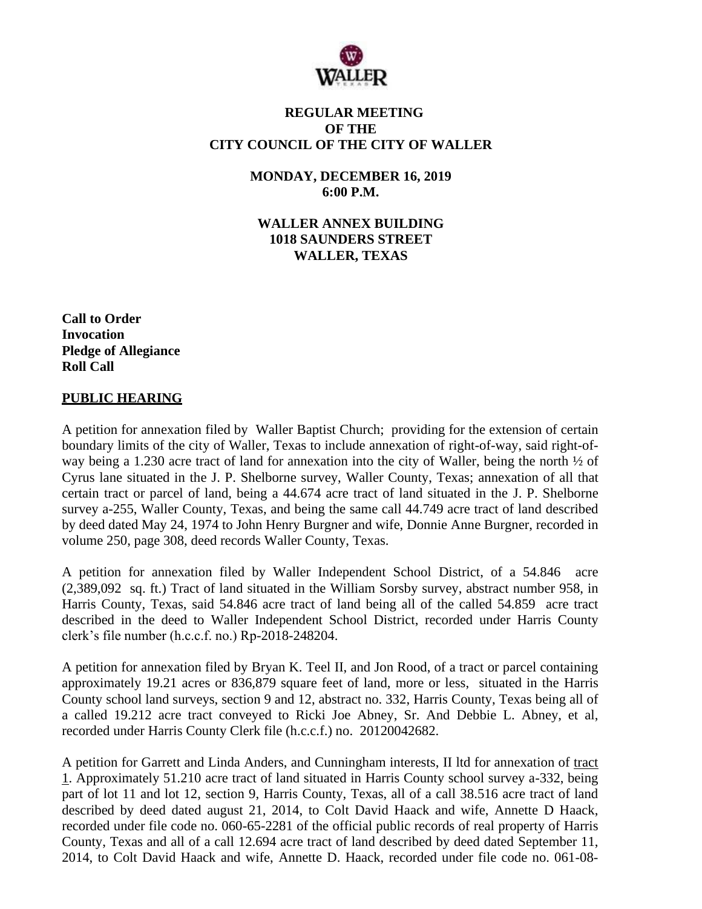# REGULAR MEETING OF THE CITY COUNCIL OF THE CITY OF WALLER

**MONDAY, DECEMBER 16, 2019**
**6:00 P.M.**

**WALLER ANNEX BUILDING**
**1018 SAUNDERS STREET**
**WALLER, TEXAS**

**Call to Order**
**Invocation**
**Pledge of Allegiance**
**Roll Call**

## PUBLIC HEARING

A petition for annexation filed by Waller Baptist Church; providing for the extension of certain boundary limits of the city of Waller, Texas to include annexation of right-of-way, said right-of-way being a 1.230 acre tract of land for annexation into the city of Waller, being the north ½ of Cyrus lane situated in the J. P. Shelborne survey, Waller County, Texas; annexation of all that certain tract or parcel of land, being a 44.674 acre tract of land situated in the J. P. Shelborne survey a-255, Waller County, Texas, and being the same call 44.749 acre tract of land described by deed dated May 24, 1974 to John Henry Burgner and wife, Donnie Anne Burgner, recorded in volume 250, page 308, deed records Waller County, Texas.

A petition for annexation filed by Waller Independent School District, of a 54.846 acre (2,389,092 sq. ft.) Tract of land situated in the William Sorsby survey, abstract number 958, in Harris County, Texas, said 54.846 acre tract of land being all of the called 54.859 acre tract described in the deed to Waller Independent School District, recorded under Harris County clerk's file number (h.c.c.f. no.) Rp-2018-248204.

A petition for annexation filed by Bryan K. Teel II, and Jon Rood, of a tract or parcel containing approximately 19.21 acres or 836,879 square feet of land, more or less, situated in the Harris County school land surveys, section 9 and 12, abstract no. 332, Harris County, Texas being all of a called 19.212 acre tract conveyed to Ricki Joe Abney, Sr. And Debbie L. Abney, et al, recorded under Harris County Clerk file (h.c.c.f.) no. 20120042682.

A petition for Garrett and Linda Anders, and Cunningham interests, II ltd for annexation of tract 1. Approximately 51.210 acre tract of land situated in Harris County school survey a-332, being part of lot 11 and lot 12, section 9, Harris County, Texas, all of a call 38.516 acre tract of land described by deed dated august 21, 2014, to Colt David Haack and wife, Annette D Haack, recorded under file code no. 060-65-2281 of the official public records of real property of Harris County, Texas and all of a call 12.694 acre tract of land described by deed dated September 11, 2014, to Colt David Haack and wife, Annette D. Haack, recorded under file code no. 061-08-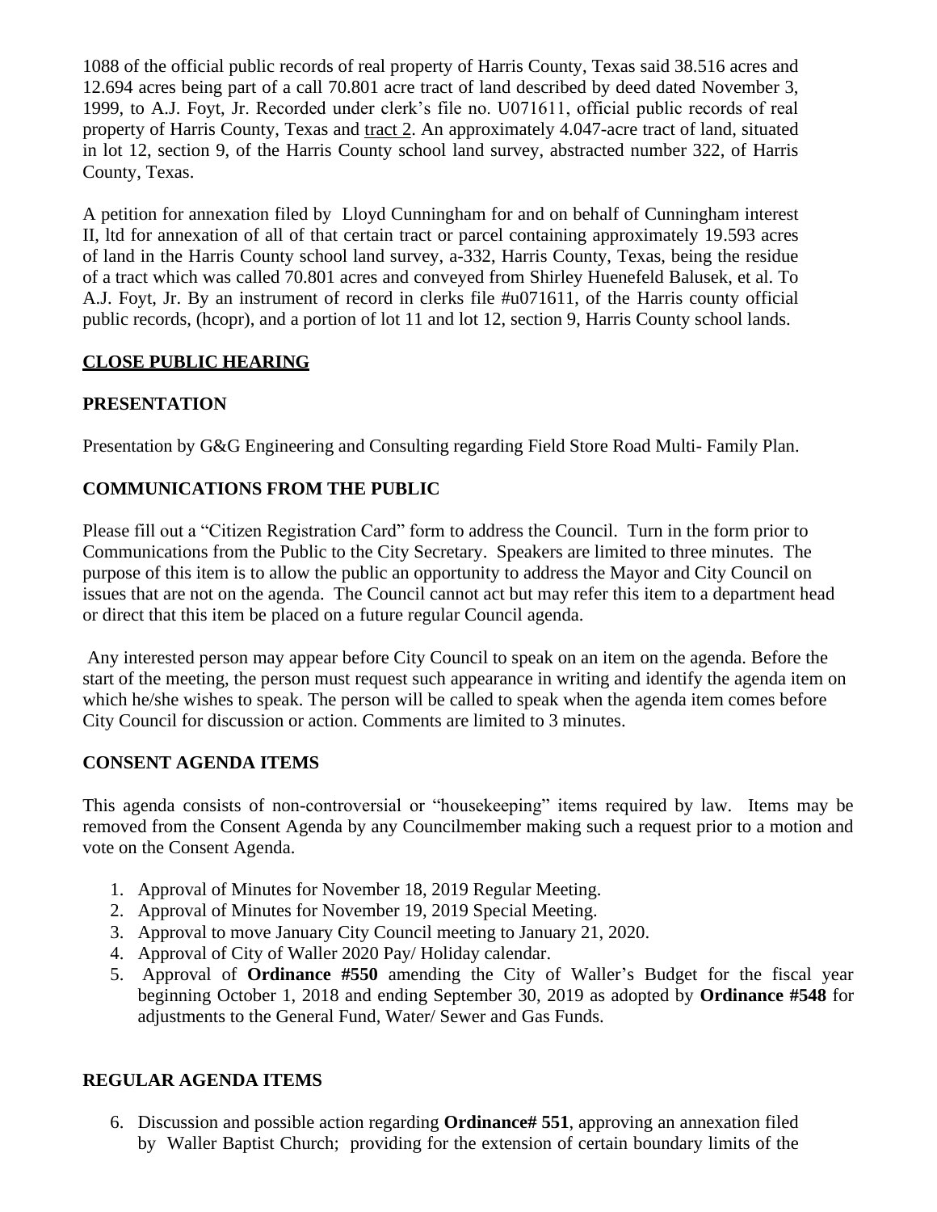1088 of the official public records of real property of Harris County, Texas said 38.516 acres and 12.694 acres being part of a call 70.801 acre tract of land described by deed dated November 3, 1999, to A.J. Foyt, Jr. Recorded under clerk's file no. U071611, official public records of real property of Harris County, Texas and tract 2. An approximately 4.047-acre tract of land, situated in lot 12, section 9, of the Harris County school land survey, abstracted number 322, of Harris County, Texas.

A petition for annexation filed by Lloyd Cunningham for and on behalf of Cunningham interest II, ltd for annexation of all of that certain tract or parcel containing approximately 19.593 acres of land in the Harris County school land survey, a-332, Harris County, Texas, being the residue of a tract which was called 70.801 acres and conveyed from Shirley Huenefeld Balusek, et al. To A.J. Foyt, Jr. By an instrument of record in clerks file #u071611, of the Harris county official public records, (hcopr), and a portion of lot 11 and lot 12, section 9, Harris County school lands.

**CLOSE PUBLIC HEARING**

**PRESENTATION**

Presentation by G&G Engineering and Consulting regarding Field Store Road Multi- Family Plan.

**COMMUNICATIONS FROM THE PUBLIC**

Please fill out a "Citizen Registration Card" form to address the Council. Turn in the form prior to Communications from the Public to the City Secretary. Speakers are limited to three minutes. The purpose of this item is to allow the public an opportunity to address the Mayor and City Council on issues that are not on the agenda. The Council cannot act but may refer this item to a department head or direct that this item be placed on a future regular Council agenda.

Any interested person may appear before City Council to speak on an item on the agenda. Before the start of the meeting, the person must request such appearance in writing and identify the agenda item on which he/she wishes to speak. The person will be called to speak when the agenda item comes before City Council for discussion or action. Comments are limited to 3 minutes.

**CONSENT AGENDA ITEMS**

This agenda consists of non-controversial or "housekeeping" items required by law. Items may be removed from the Consent Agenda by any Councilmember making such a request prior to a motion and vote on the Consent Agenda.

1. Approval of Minutes for November 18, 2019 Regular Meeting.
2. Approval of Minutes for November 19, 2019 Special Meeting.
3. Approval to move January City Council meeting to January 21, 2020.
4. Approval of City of Waller 2020 Pay/ Holiday calendar.
5. Approval of **Ordinance #550** amending the City of Waller's Budget for the fiscal year beginning October 1, 2018 and ending September 30, 2019 as adopted by **Ordinance #548** for adjustments to the General Fund, Water/ Sewer and Gas Funds.

**REGULAR AGENDA ITEMS**

6. Discussion and possible action regarding **Ordinance# 551**, approving an annexation filed by Waller Baptist Church; providing for the extension of certain boundary limits of the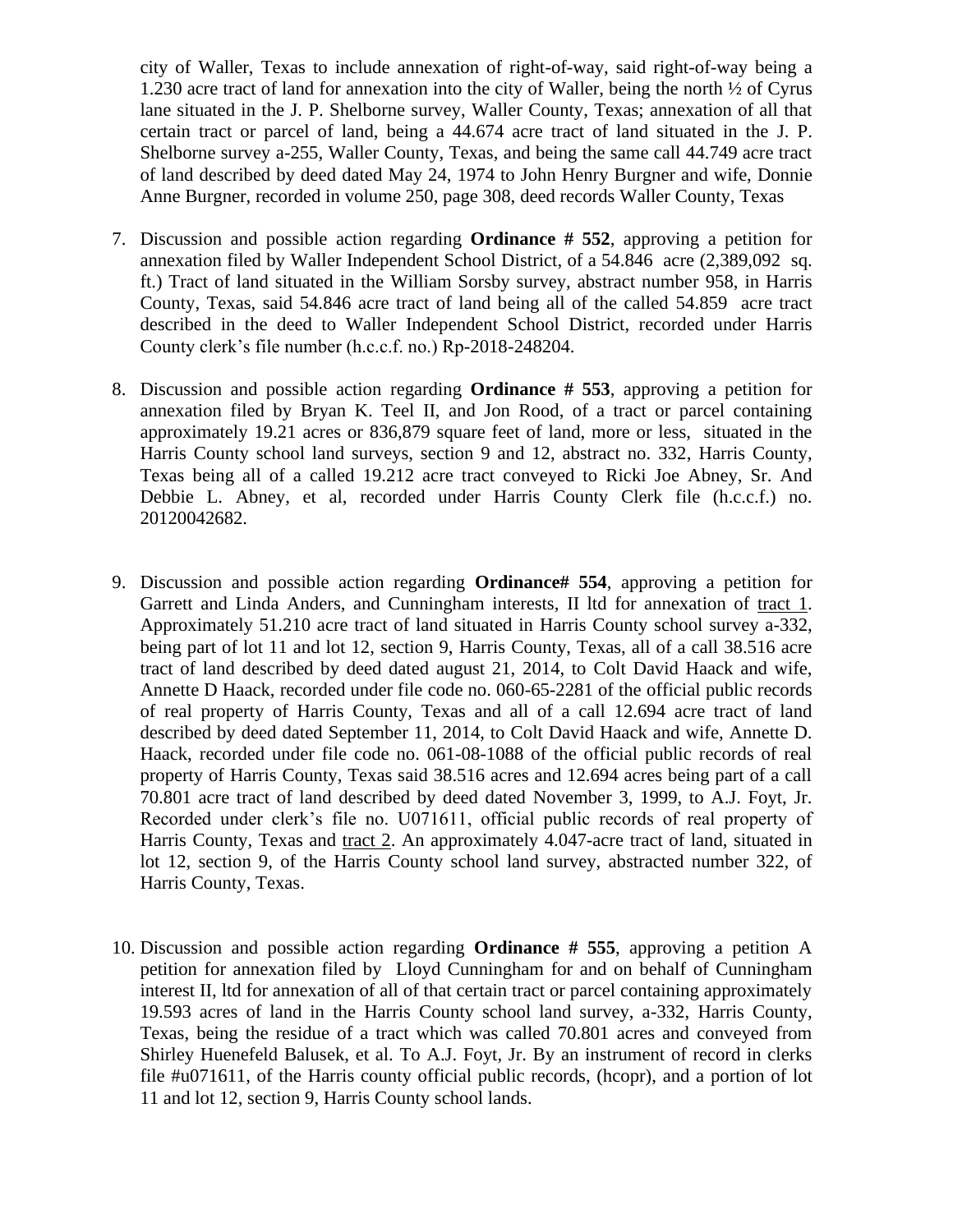city of Waller, Texas to include annexation of right-of-way, said right-of-way being a 1.230 acre tract of land for annexation into the city of Waller, being the north ½ of Cyrus lane situated in the J. P. Shelborne survey, Waller County, Texas; annexation of all that certain tract or parcel of land, being a 44.674 acre tract of land situated in the J. P. Shelborne survey a-255, Waller County, Texas, and being the same call 44.749 acre tract of land described by deed dated May 24, 1974 to John Henry Burgner and wife, Donnie Anne Burgner, recorded in volume 250, page 308, deed records Waller County, Texas

7. Discussion and possible action regarding **Ordinance # 552**, approving a petition for annexation filed by Waller Independent School District, of a 54.846 acre (2,389,092 sq. ft.) Tract of land situated in the William Sorsby survey, abstract number 958, in Harris County, Texas, said 54.846 acre tract of land being all of the called 54.859 acre tract described in the deed to Waller Independent School District, recorded under Harris County clerk's file number (h.c.c.f. no.) Rp-2018-248204.

8. Discussion and possible action regarding **Ordinance # 553**, approving a petition for annexation filed by Bryan K. Teel II, and Jon Rood, of a tract or parcel containing approximately 19.21 acres or 836,879 square feet of land, more or less, situated in the Harris County school land surveys, section 9 and 12, abstract no. 332, Harris County, Texas being all of a called 19.212 acre tract conveyed to Ricki Joe Abney, Sr. And Debbie L. Abney, et al, recorded under Harris County Clerk file (h.c.c.f.) no. 20120042682.

9. Discussion and possible action regarding **Ordinance# 554**, approving a petition for Garrett and Linda Anders, and Cunningham interests, II ltd for annexation of tract 1. Approximately 51.210 acre tract of land situated in Harris County school survey a-332, being part of lot 11 and lot 12, section 9, Harris County, Texas, all of a call 38.516 acre tract of land described by deed dated august 21, 2014, to Colt David Haack and wife, Annette D Haack, recorded under file code no. 060-65-2281 of the official public records of real property of Harris County, Texas and all of a call 12.694 acre tract of land described by deed dated September 11, 2014, to Colt David Haack and wife, Annette D. Haack, recorded under file code no. 061-08-1088 of the official public records of real property of Harris County, Texas said 38.516 acres and 12.694 acres being part of a call 70.801 acre tract of land described by deed dated November 3, 1999, to A.J. Foyt, Jr. Recorded under clerk's file no. U071611, official public records of real property of Harris County, Texas and tract 2. An approximately 4.047-acre tract of land, situated in lot 12, section 9, of the Harris County school land survey, abstracted number 322, of Harris County, Texas.

10. Discussion and possible action regarding **Ordinance # 555**, approving a petition A petition for annexation filed by Lloyd Cunningham for and on behalf of Cunningham interest II, ltd for annexation of all of that certain tract or parcel containing approximately 19.593 acres of land in the Harris County school land survey, a-332, Harris County, Texas, being the residue of a tract which was called 70.801 acres and conveyed from Shirley Huenefeld Balusek, et al. To A.J. Foyt, Jr. By an instrument of record in clerks file #u071611, of the Harris county official public records, (hcopr), and a portion of lot 11 and lot 12, section 9, Harris County school lands.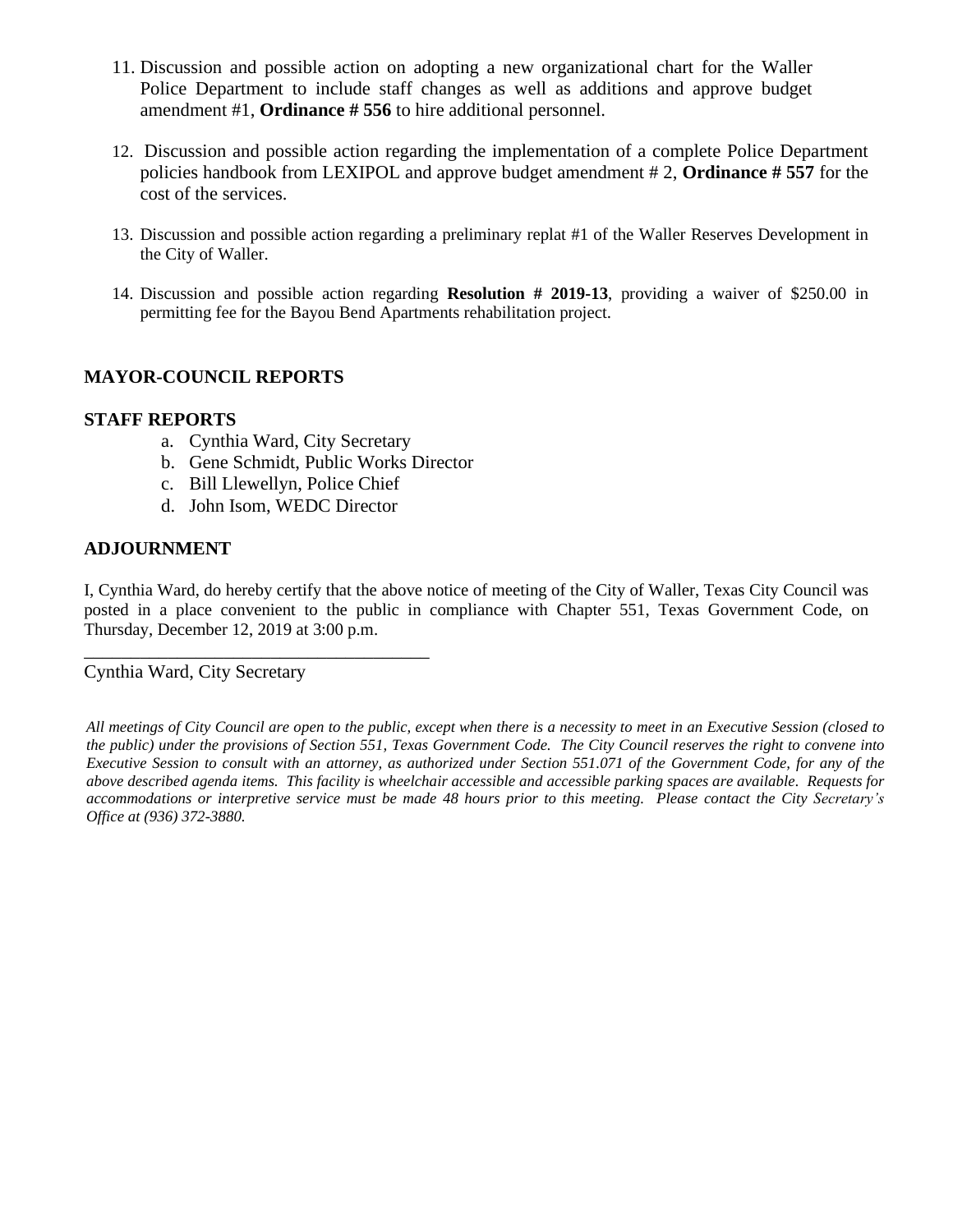11. Discussion and possible action on adopting a new organizational chart for the Waller Police Department to include staff changes as well as additions and approve budget amendment #1, **Ordinance # 556** to hire additional personnel.

12. Discussion and possible action regarding the implementation of a complete Police Department policies handbook from LEXIPOL and approve budget amendment # 2, **Ordinance # 557** for the cost of the services.

13. Discussion and possible action regarding a preliminary replat #1 of the Waller Reserves Development in the City of Waller.

14. Discussion and possible action regarding **Resolution # 2019-13**, providing a waiver of $250.00 in permitting fee for the Bayou Bend Apartments rehabilitation project.

## MAYOR-COUNCIL REPORTS

## STAFF REPORTS

a. Cynthia Ward, City Secretary
b. Gene Schmidt, Public Works Director
c. Bill Llewellyn, Police Chief
d. John Isom, WEDC Director

## ADJOURNMENT

I, Cynthia Ward, do hereby certify that the above notice of meeting of the City of Waller, Texas City Council was posted in a place convenient to the public in compliance with Chapter 551, Texas Government Code, on Thursday, December 12, 2019 at 3:00 p.m.

\_\_\_\_\_\_\_\_\_\_\_\_\_\_\_\_\_\_\_\_\_\_\_\_\_\_\_\_\_\_\_\_\_\_\_\_\_\_\_\_
Cynthia Ward, City Secretary

*All meetings of City Council are open to the public, except when there is a necessity to meet in an Executive Session (closed to the public) under the provisions of Section 551, Texas Government Code. The City Council reserves the right to convene into Executive Session to consult with an attorney, as authorized under Section 551.071 of the Government Code, for any of the above described agenda items. This facility is wheelchair accessible and accessible parking spaces are available. Requests for accommodations or interpretive service must be made 48 hours prior to this meeting. Please contact the City Secretary's Office at (936) 372-3880.*